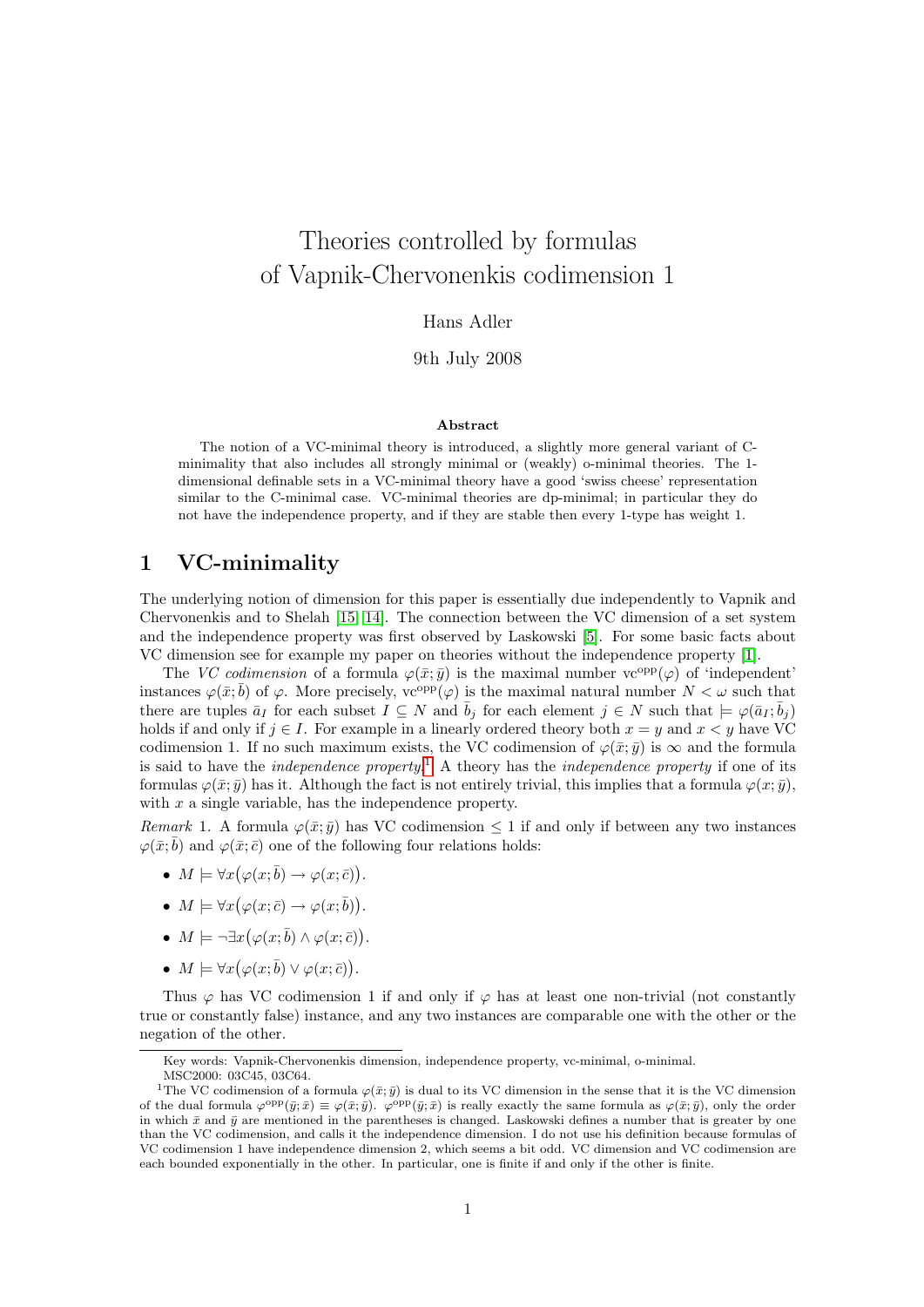# Theories controlled by formulas of Vapnik-Chervonenkis codimension 1

Hans Adler

9th July 2008

### Abstract

The notion of a VC-minimal theory is introduced, a slightly more general variant of C-minimality that also includes all strongly minimal or (weakly) o-minimal theories. The 1-dimensional definable sets in a VC-minimal theory have a good 'swiss cheese' representation similar to the C-minimal case. VC-minimal theories are dp-minimal; in particular they do not have the independence property, and if they are stable then every 1-type has weight 1.

## 1 VC-minimality

The underlying notion of dimension for this paper is essentially due independently to Vapnik and Chervonenkis and to Shelah [15, 14]. The connection between the VC dimension of a set system and the independence property was first observed by Laskowski [5]. For some basic facts about VC dimension see for example my paper on theories without the independence property [1].

The *VC codimension* of a formula $\varphi(\bar{x};\bar{y})$ is the maximal number $\mathrm{vc}^{\mathrm{opp}}(\varphi)$ of 'independent' instances $\varphi(\bar{x};\bar{b})$ of $\varphi$. More precisely, $\mathrm{vc}^{\mathrm{opp}}(\varphi)$ is the maximal natural number $N<\omega$ such that there are tuples $\bar{a}_I$ for each subset $I\subseteq N$ and $\bar{b}_j$ for each element $j\in N$ such that $\models \varphi(\bar{a}_I;\bar{b}_j)$ holds if and only if $j\in I$. For example in a linearly ordered theory both $x=y$ and $x<y$ have VC codimension 1. If no such maximum exists, the VC codimension of $\varphi(\bar{x};\bar{y})$ is $\infty$ and the formula is said to have the *independence property*.[1] A theory has the *independence property* if one of its formulas $\varphi(\bar{x};\bar{y})$ has it. Although the fact is not entirely trivial, this implies that a formula $\varphi(x;\bar{y})$, with $x$ a single variable, has the independence property.

*Remark* 1. A formula $\varphi(\bar{x};\bar{y})$ has VC codimension $\leq 1$ if and only if between any two instances $\varphi(\bar{x};\bar{b})$ and $\varphi(\bar{x};\bar{c})$ one of the following four relations holds:

- $M \models \forall x\big(\varphi(x;\bar{b}) \to \varphi(x;\bar{c})\big)$.
- $M \models \forall x\big(\varphi(x;\bar{c}) \to \varphi(x;\bar{b})\big)$.
- $M \models \neg\exists x\big(\varphi(x;\bar{b}) \land \varphi(x;\bar{c})\big)$.
- $M \models \forall x\big(\varphi(x;\bar{b}) \lor \varphi(x;\bar{c})\big)$.

Thus $\varphi$ has VC codimension 1 if and only if $\varphi$ has at least one non-trivial (not constantly true or constantly false) instance, and any two instances are comparable one with the other or the negation of the other.

---

Key words: Vapnik-Chervonenkis dimension, independence property, vc-minimal, o-minimal.
MSC2000: 03C45, 03C64.

[1] The VC codimension of a formula $\varphi(\bar{x};\bar{y})$ is dual to its VC dimension in the sense that it is the VC dimension of the dual formula $\varphi^{\mathrm{opp}}(\bar{y};\bar{x}) \equiv \varphi(\bar{x};\bar{y})$. $\varphi^{\mathrm{opp}}(\bar{y};\bar{x})$ is really exactly the same formula as $\varphi(\bar{x};\bar{y})$, only the order in which $\bar{x}$ and $\bar{y}$ are mentioned in the parentheses is changed. Laskowski defines a number that is greater by one than the VC codimension, and calls it the independence dimension. I do not use his definition because formulas of VC codimension 1 have independence dimension 2, which seems a bit odd. VC dimension and VC codimension are each bounded exponentially in the other. In particular, one is finite if and only if the other is finite.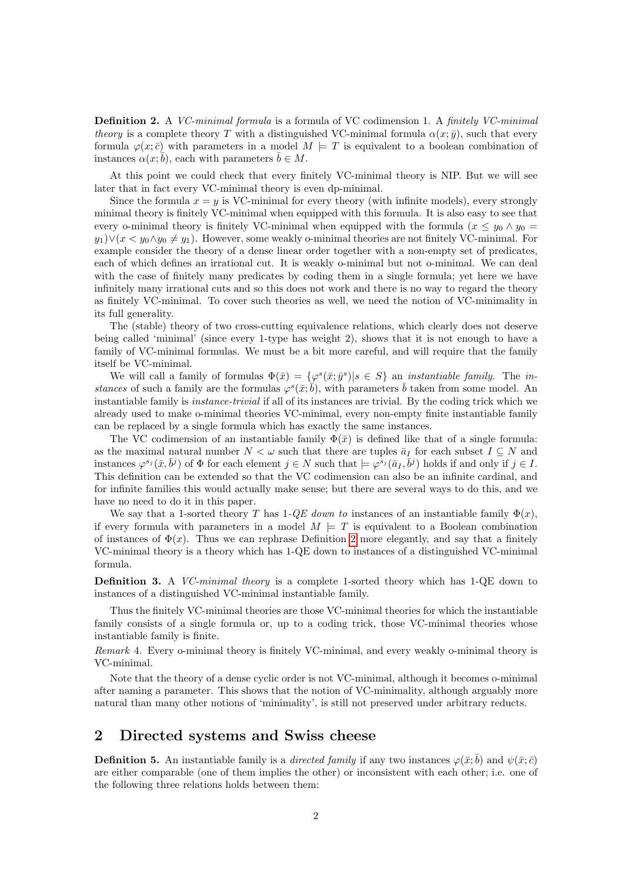**Definition 2.** A *VC-minimal formula* is a formula of VC codimension 1. A *finitely VC-minimal theory* is a complete theory $T$ with a distinguished VC-minimal formula $\alpha(x;\bar{y})$, such that every formula $\varphi(x;\bar{c})$ with parameters in a model $M \models T$ is equivalent to a boolean combination of instances $\alpha(x;\bar{b})$, each with parameters $\bar{b} \in M$.

At this point we could check that every finitely VC-minimal theory is NIP. But we will see later that in fact every VC-minimal theory is even dp-minimal.

Since the formula $x = y$ is VC-minimal for every theory (with infinite models), every strongly minimal theory is finitely VC-minimal when equipped with this formula. It is also easy to see that every o-minimal theory is finitely VC-minimal when equipped with the formula $(x \leq y_0 \wedge y_0 = y_1) \vee (x < y_0 \wedge y_0 \neq y_1)$. However, some weakly o-minimal theories are not finitely VC-minimal. For example consider the theory of a dense linear order together with a non-empty set of predicates, each of which defines an irrational cut. It is weakly o-minimal but not o-minimal. We can deal with the case of finitely many predicates by coding them in a single formula; yet here we have infinitely many irrational cuts and so this does not work and there is no way to regard the theory as finitely VC-minimal. To cover such theories as well, we need the notion of VC-minimality in its full generality.

The (stable) theory of two cross-cutting equivalence relations, which clearly does not deserve being called 'minimal' (since every 1-type has weight 2), shows that it is not enough to have a family of VC-minimal formulas. We must be a bit more careful, and will require that the family itself be VC-minimal.

We will call a family of formulas $\Phi(\bar{x}) = \{\varphi^s(\bar{x};\bar{y}^s) | s \in S\}$ an *instantiable family*. The *instances* of such a family are the formulas $\varphi^s(\bar{x};\bar{b})$, with parameters $\bar{b}$ taken from some model. An instantiable family is *instance-trivial* if all of its instances are trivial. By the coding trick which we already used to make o-minimal theories VC-minimal, every non-empty finite instantiable family can be replaced by a single formula which has exactly the same instances.

The VC codimension of an instantiable family $\Phi(\bar{x})$ is defined like that of a single formula: as the maximal natural number $N < \omega$ such that there are tuples $\bar{a}_I$ for each subset $I \subseteq N$ and instances $\varphi^{s_j}(\bar{x}, \bar{b}^j)$ of $\Phi$ for each element $j \in N$ such that $\models \varphi^{s_j}(\bar{a}_I, \bar{b}^j)$ holds if and only if $j \in I$. This definition can be extended so that the VC codimension can also be an infinite cardinal, and for infinite families this would actually make sense; but there are several ways to do this, and we have no need to do it in this paper.

We say that a 1-sorted theory $T$ has 1-*QE down to* instances of an instantiable family $\Phi(x)$, if every formula with parameters in a model $M \models T$ is equivalent to a Boolean combination of instances of $\Phi(x)$. Thus we can rephrase Definition 2 more elegantly, and say that a finitely VC-minimal theory is a theory which has 1-QE down to instances of a distinguished VC-minimal formula.

**Definition 3.** A *VC-minimal theory* is a complete 1-sorted theory which has 1-QE down to instances of a distinguished VC-minimal instantiable family.

Thus the finitely VC-minimal theories are those VC-minimal theories for which the instantiable family consists of a single formula or, up to a coding trick, those VC-minimal theories whose instantiable family is finite.

*Remark* 4. Every o-minimal theory is finitely VC-minimal, and every weakly o-minimal theory is VC-minimal.

Note that the theory of a dense cyclic order is not VC-minimal, although it becomes o-minimal after naming a parameter. This shows that the notion of VC-minimality, although arguably more natural than many other notions of 'minimality', is still not preserved under arbitrary reducts.

## 2 Directed systems and Swiss cheese

**Definition 5.** An instantiable family is a *directed family* if any two instances $\varphi(\bar{x};\bar{b})$ and $\psi(\bar{x};\bar{c})$ are either comparable (one of them implies the other) or inconsistent with each other; i.e. one of the following three relations holds between them: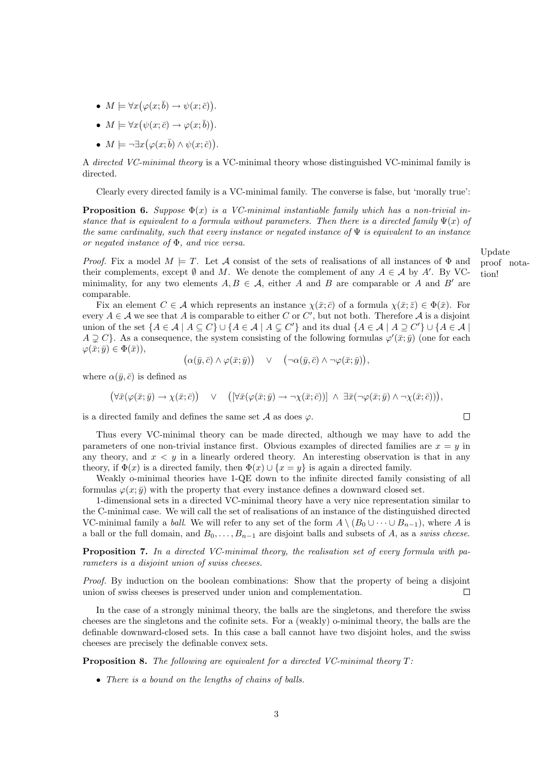- $M \models \forall x\big(\varphi(x;\bar{b}) \to \psi(x;\bar{c})\big)$.
- $M \models \forall x\big(\psi(x;\bar{c}) \to \varphi(x;\bar{b})\big)$.
- $M \models \neg\exists x\big(\varphi(x;\bar{b}) \wedge \psi(x;\bar{c})\big)$.

A *directed VC-minimal theory* is a VC-minimal theory whose distinguished VC-minimal family is directed.

Clearly every directed family is a VC-minimal family. The converse is false, but 'morally true':

**Proposition 6.** *Suppose $\Phi(x)$ is a VC-minimal instantiable family which has a non-trivial instance that is equivalent to a formula without parameters. Then there is a directed family $\Psi(x)$ of the same cardinality, such that every instance or negated instance of $\Psi$ is equivalent to an instance or negated instance of $\Phi$, and vice versa.*

Update proof notation!

*Proof.* Fix a model $M \models T$. Let $\mathcal{A}$ consist of the sets of realisations of all instances of $\Phi$ and their complements, except $\emptyset$ and $M$. We denote the complement of any $A \in \mathcal{A}$ by $A'$. By VC-minimality, for any two elements $A, B \in \mathcal{A}$, either $A$ and $B$ are comparable or $A$ and $B'$ are comparable.

Fix an element $C \in \mathcal{A}$ which represents an instance $\chi(\bar{x};\bar{c})$ of a formula $\chi(\bar{x};\bar{z}) \in \Phi(\bar{x})$. For every $A \in \mathcal{A}$ we see that $A$ is comparable to either $C$ or $C'$, but not both. Therefore $\mathcal{A}$ is a disjoint union of the set $\{A \in \mathcal{A} \mid A \subseteq C\} \cup \{A \in \mathcal{A} \mid A \subsetneq C'\}$ and its dual $\{A \in \mathcal{A} \mid A \supseteq C'\} \cup \{A \in \mathcal{A} \mid A \supsetneq C\}$. As a consequence, the system consisting of the following formulas $\varphi'(\bar{x};\bar{y})$ (one for each $\varphi(\bar{x};\bar{y}) \in \Phi(\bar{x})$),

$$\big(\alpha(\bar{y},\bar{c}) \wedge \varphi(\bar{x};\bar{y})\big) \quad \vee \quad \big(\neg\alpha(\bar{y},\bar{c}) \wedge \neg\varphi(\bar{x};\bar{y})\big),$$

where $\alpha(\bar{y},\bar{c})$ is defined as

$$\big(\forall\bar{x}(\varphi(\bar{x};\bar{y}) \to \chi(\bar{x};\bar{c})\big) \quad \vee \quad \big([\forall\bar{x}(\varphi(\bar{x};\bar{y}) \to \neg\chi(\bar{x};\bar{c}))] \;\wedge\; \exists\bar{x}(\neg\varphi(\bar{x};\bar{y}) \wedge \neg\chi(\bar{x};\bar{c}))\big),$$

is a directed family and defines the same set $\mathcal{A}$ as does $\varphi$. $\square$

Thus every VC-minimal theory can be made directed, although we may have to add the parameters of one non-trivial instance first. Obvious examples of directed families are $x = y$ in any theory, and $x < y$ in a linearly ordered theory. An interesting observation is that in any theory, if $\Phi(x)$ is a directed family, then $\Phi(x) \cup \{x = y\}$ is again a directed family.

Weakly o-minimal theories have 1-QE down to the infinite directed family consisting of all formulas $\varphi(x;\bar{y})$ with the property that every instance defines a downward closed set.

1-dimensional sets in a directed VC-minimal theory have a very nice representation similar to the C-minimal case. We will call the set of realisations of an instance of the distinguished directed VC-minimal family a *ball*. We will refer to any set of the form $A \setminus (B_0 \cup \cdots \cup B_{n-1})$, where $A$ is a ball or the full domain, and $B_0, \ldots, B_{n-1}$ are disjoint balls and subsets of $A$, as a *swiss cheese*.

**Proposition 7.** *In a directed VC-minimal theory, the realisation set of every formula with parameters is a disjoint union of swiss cheeses.*

*Proof.* By induction on the boolean combinations: Show that the property of being a disjoint union of swiss cheeses is preserved under union and complementation. $\square$

In the case of a strongly minimal theory, the balls are the singletons, and therefore the swiss cheeses are the singletons and the cofinite sets. For a (weakly) o-minimal theory, the balls are the definable downward-closed sets. In this case a ball cannot have two disjoint holes, and the swiss cheeses are precisely the definable convex sets.

**Proposition 8.** *The following are equivalent for a directed VC-minimal theory $T$:*

- *There is a bound on the lengths of chains of balls.*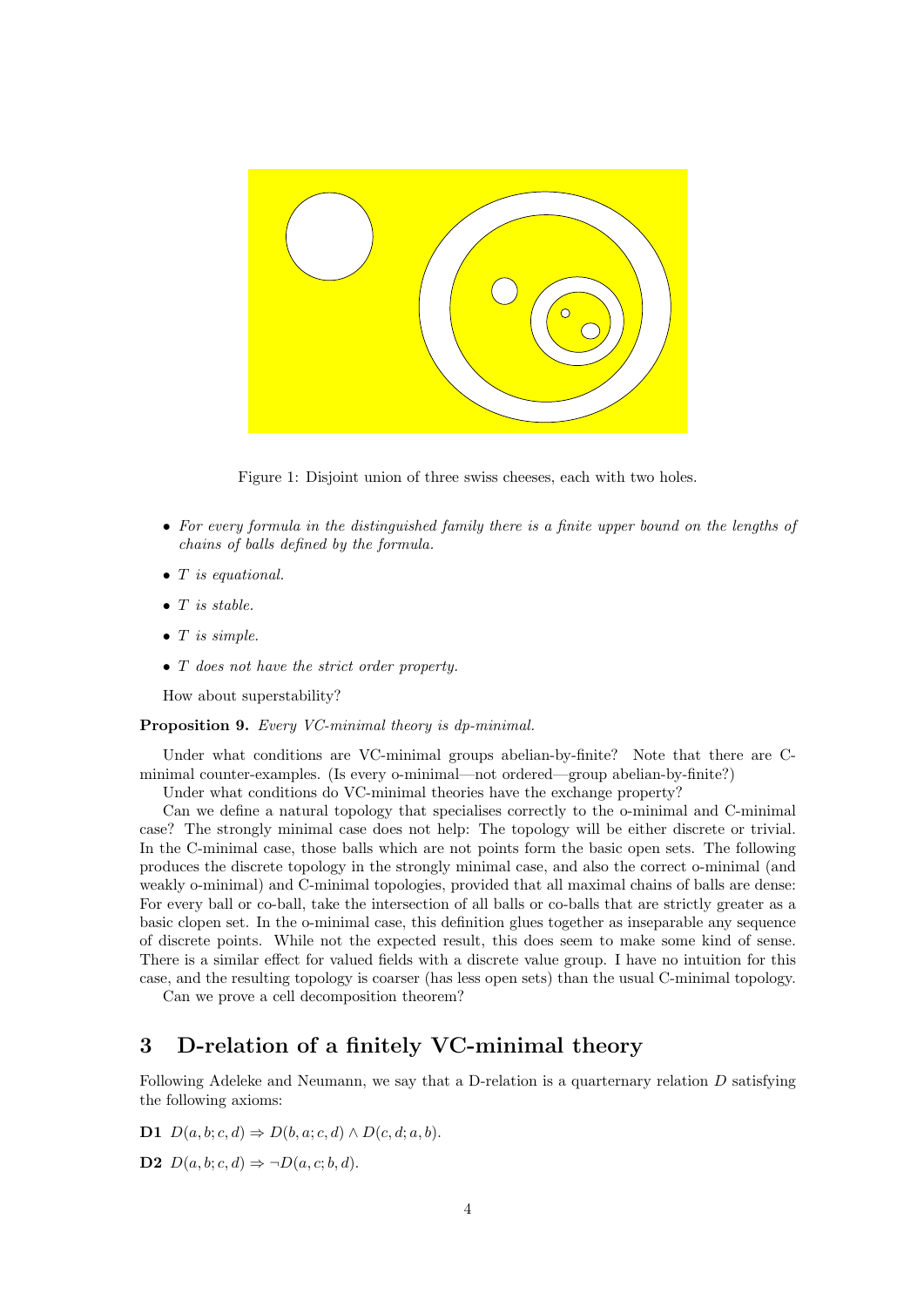Figure 1: Disjoint union of three swiss cheeses, each with two holes.

- *For every formula in the distinguished family there is a finite upper bound on the lengths of chains of balls defined by the formula.*
- *$T$ is equational.*
- *$T$ is stable.*
- *$T$ is simple.*
- *$T$ does not have the strict order property.*

How about superstability?

**Proposition 9.** *Every VC-minimal theory is dp-minimal.*

Under what conditions are VC-minimal groups abelian-by-finite? Note that there are C-minimal counter-examples. (Is every o-minimal—not ordered—group abelian-by-finite?)

Under what conditions do VC-minimal theories have the exchange property?

Can we define a natural topology that specialises correctly to the o-minimal and C-minimal case? The strongly minimal case does not help: The topology will be either discrete or trivial. In the C-minimal case, those balls which are not points form the basic open sets. The following produces the discrete topology in the strongly minimal case, and also the correct o-minimal (and weakly o-minimal) and C-minimal topologies, provided that all maximal chains of balls are dense: For every ball or co-ball, take the intersection of all balls or co-balls that are strictly greater as a basic clopen set. In the o-minimal case, this definition glues together as inseparable any sequence of discrete points. While not the expected result, this does seem to make some kind of sense. There is a similar effect for valued fields with a discrete value group. I have no intuition for this case, and the resulting topology is coarser (has less open sets) than the usual C-minimal topology.

Can we prove a cell decomposition theorem?

## 3 D-relation of a finitely VC-minimal theory

Following Adeleke and Neumann, we say that a D-relation is a quarternary relation $D$ satisfying the following axioms:

**D1** $D(a,b;c,d) \Rightarrow D(b,a;c,d) \wedge D(c,d;a,b)$.

**D2** $D(a,b;c,d) \Rightarrow \neg D(a,c;b,d)$.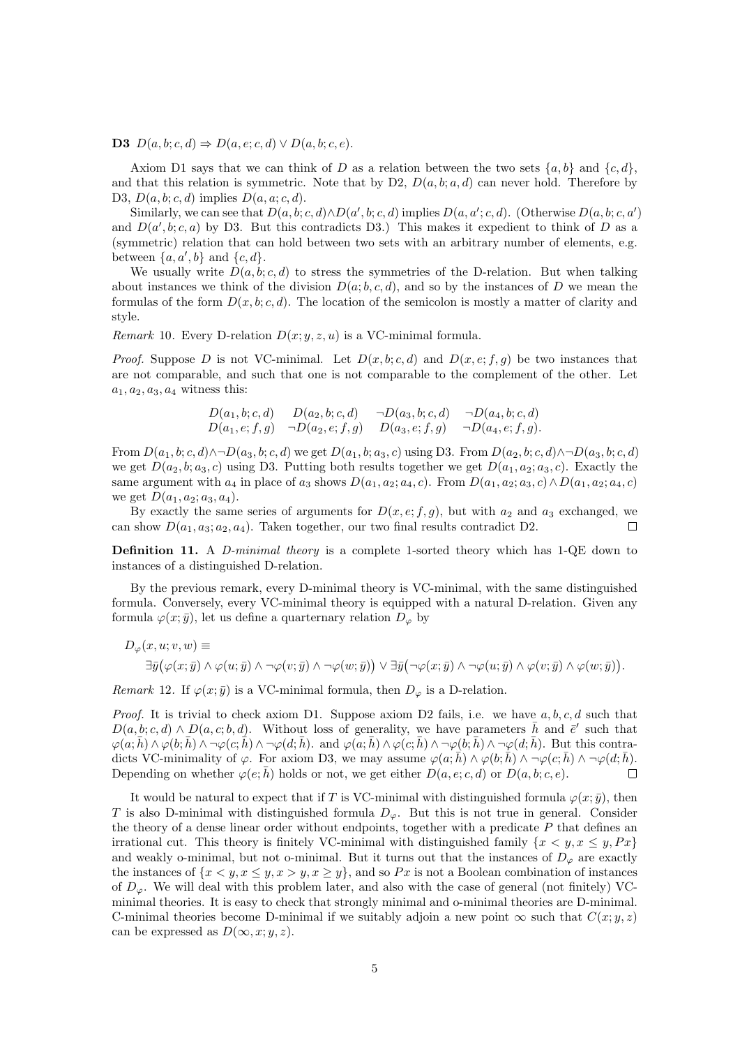**D3** $D(a,b;c,d) \Rightarrow D(a,e;c,d) \vee D(a,b;c,e)$.

Axiom D1 says that we can think of $D$ as a relation between the two sets $\{a,b\}$ and $\{c,d\}$, and that this relation is symmetric. Note that by D2, $D(a,b;a,d)$ can never hold. Therefore by D3, $D(a,b;c,d)$ implies $D(a,a;c,d)$.

Similarly, we can see that $D(a,b;c,d) \wedge D(a',b;c,d)$ implies $D(a,a';c,d)$. (Otherwise $D(a,b;c,a')$ and $D(a',b;c,a)$ by D3. But this contradicts D3.) This makes it expedient to think of $D$ as a (symmetric) relation that can hold between two sets with an arbitrary number of elements, e.g. between $\{a,a',b\}$ and $\{c,d\}$.

We usually write $D(a,b;c,d)$ to stress the symmetries of the D-relation. But when talking about instances we think of the division $D(a;b,c,d)$, and so by the instances of $D$ we mean the formulas of the form $D(x,b;c,d)$. The location of the semicolon is mostly a matter of clarity and style.

*Remark* 10. Every D-relation $D(x;y,z,u)$ is a VC-minimal formula.

*Proof.* Suppose $D$ is not VC-minimal. Let $D(x,b;c,d)$ and $D(x,e;f,g)$ be two instances that are not comparable, and such that one is not comparable to the complement of the other. Let $a_1,a_2,a_3,a_4$ witness this:

$$\begin{array}{cccc} D(a_1,b;c,d) & D(a_2,b;c,d) & \neg D(a_3,b;c,d) & \neg D(a_4,b;c,d) \\ D(a_1,e;f,g) & \neg D(a_2,e;f,g) & D(a_3,e;f,g) & \neg D(a_4,e;f,g). \end{array}$$

From $D(a_1,b;c,d) \wedge \neg D(a_3,b;c,d)$ we get $D(a_1,b;a_3,c)$ using D3. From $D(a_2,b;c,d) \wedge \neg D(a_3,b;c,d)$ we get $D(a_2,b;a_3,c)$ using D3. Putting both results together we get $D(a_1,a_2;a_3,c)$. Exactly the same argument with $a_4$ in place of $a_3$ shows $D(a_1,a_2;a_4,c)$. From $D(a_1,a_2;a_3,c) \wedge D(a_1,a_2;a_4,c)$ we get $D(a_1,a_2;a_3,a_4)$.

By exactly the same series of arguments for $D(x,e;f,g)$, but with $a_2$ and $a_3$ exchanged, we can show $D(a_1,a_3;a_2,a_4)$. Taken together, our two final results contradict D2. $\square$

**Definition 11.** A *D-minimal theory* is a complete 1-sorted theory which has 1-QE down to instances of a distinguished D-relation.

By the previous remark, every D-minimal theory is VC-minimal, with the same distinguished formula. Conversely, every VC-minimal theory is equipped with a natural D-relation. Given any formula $\varphi(x;\bar{y})$, let us define a quarternary relation $D_\varphi$ by

$$D_\varphi(x,u;v,w) \equiv \\ \exists\bar{y}\big(\varphi(x;\bar{y}) \wedge \varphi(u;\bar{y}) \wedge \neg\varphi(v;\bar{y}) \wedge \neg\varphi(w;\bar{y})\big) \vee \exists\bar{y}\big(\neg\varphi(x;\bar{y}) \wedge \neg\varphi(u;\bar{y}) \wedge \varphi(v;\bar{y}) \wedge \varphi(w;\bar{y})\big).$$

*Remark* 12. If $\varphi(x;\bar{y})$ is a VC-minimal formula, then $D_\varphi$ is a D-relation.

*Proof.* It is trivial to check axiom D1. Suppose axiom D2 fails, i.e. we have $a,b,c,d$ such that $D(a,b;c,d) \wedge D(a,c;b,d)$. Without loss of generality, we have parameters $\bar{h}$ and $\bar{e}'$ such that $\varphi(a;\bar{h}) \wedge \varphi(b;\bar{h}) \wedge \neg\varphi(c;\bar{h}) \wedge \neg\varphi(d;\bar{h})$. and $\varphi(a;\bar{h}) \wedge \varphi(c;\bar{h}) \wedge \neg\varphi(b;\bar{h}) \wedge \neg\varphi(d;\bar{h})$. But this contradicts VC-minimality of $\varphi$. For axiom D3, we may assume $\varphi(a;\bar{h}) \wedge \varphi(b;\bar{h}) \wedge \neg\varphi(c;\bar{h}) \wedge \neg\varphi(d;\bar{h})$. Depending on whether $\varphi(e;\bar{h})$ holds or not, we get either $D(a,e;c,d)$ or $D(a,b;c,e)$. $\square$

It would be natural to expect that if $T$ is VC-minimal with distinguished formula $\varphi(x;\bar{y})$, then $T$ is also D-minimal with distinguished formula $D_\varphi$. But this is not true in general. Consider the theory of a dense linear order without endpoints, together with a predicate $P$ that defines an irrational cut. This theory is finitely VC-minimal with distinguished family $\{x<y, x\leq y, Px\}$ and weakly o-minimal, but not o-minimal. But it turns out that the instances of $D_\varphi$ are exactly the instances of $\{x<y, x\leq y, x>y, x\geq y\}$, and so $Px$ is not a Boolean combination of instances of $D_\varphi$. We will deal with this problem later, and also with the case of general (not finitely) VC-minimal theories. It is easy to check that strongly minimal and o-minimal theories are D-minimal. C-minimal theories become D-minimal if we suitably adjoin a new point $\infty$ such that $C(x;y,z)$ can be expressed as $D(\infty,x;y,z)$.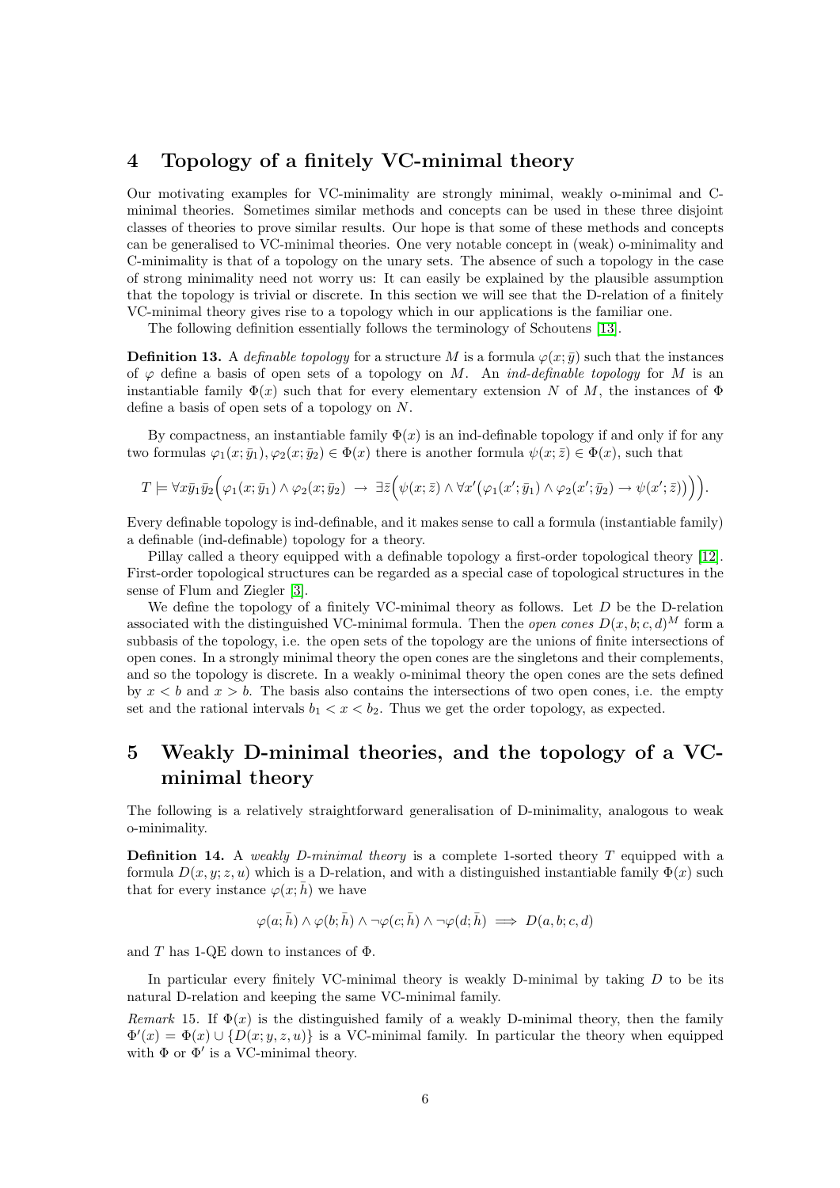## 4 Topology of a finitely VC-minimal theory

Our motivating examples for VC-minimality are strongly minimal, weakly o-minimal and C-minimal theories. Sometimes similar methods and concepts can be used in these three disjoint classes of theories to prove similar results. Our hope is that some of these methods and concepts can be generalised to VC-minimal theories. One very notable concept in (weak) o-minimality and C-minimality is that of a topology on the unary sets. The absence of such a topology in the case of strong minimality need not worry us: It can easily be explained by the plausible assumption that the topology is trivial or discrete. In this section we will see that the D-relation of a finitely VC-minimal theory gives rise to a topology which in our applications is the familiar one.

The following definition essentially follows the terminology of Schoutens [13].

**Definition 13.** A *definable topology* for a structure $M$ is a formula $\varphi(x;\bar{y})$ such that the instances of $\varphi$ define a basis of open sets of a topology on $M$. An *ind-definable topology* for $M$ is an instantiable family $\Phi(x)$ such that for every elementary extension $N$ of $M$, the instances of $\Phi$ define a basis of open sets of a topology on $N$.

By compactness, an instantiable family $\Phi(x)$ is an ind-definable topology if and only if for any two formulas $\varphi_1(x;\bar{y}_1), \varphi_2(x;\bar{y}_2) \in \Phi(x)$ there is another formula $\psi(x;\bar{z}) \in \Phi(x)$, such that

$$T \models \forall x\bar{y}_1\bar{y}_2\Big(\varphi_1(x;\bar{y}_1) \wedge \varphi_2(x;\bar{y}_2) \;\rightarrow\; \exists\bar{z}\Big(\psi(x;\bar{z}) \wedge \forall x'\big(\varphi_1(x';\bar{y}_1) \wedge \varphi_2(x';\bar{y}_2) \rightarrow \psi(x';\bar{z})\big)\Big)\Big).$$

Every definable topology is ind-definable, and it makes sense to call a formula (instantiable family) a definable (ind-definable) topology for a theory.

Pillay called a theory equipped with a definable topology a first-order topological theory [12]. First-order topological structures can be regarded as a special case of topological structures in the sense of Flum and Ziegler [3].

We define the topology of a finitely VC-minimal theory as follows. Let $D$ be the D-relation associated with the distinguished VC-minimal formula. Then the *open cones* $D(x,b;c,d)^M$ form a subbasis of the topology, i.e. the open sets of the topology are the unions of finite intersections of open cones. In a strongly minimal theory the open cones are the singletons and their complements, and so the topology is discrete. In a weakly o-minimal theory the open cones are the sets defined by $x < b$ and $x > b$. The basis also contains the intersections of two open cones, i.e. the empty set and the rational intervals $b_1 < x < b_2$. Thus we get the order topology, as expected.

## 5 Weakly D-minimal theories, and the topology of a VC-minimal theory

The following is a relatively straightforward generalisation of D-minimality, analogous to weak o-minimality.

**Definition 14.** A *weakly D-minimal theory* is a complete 1-sorted theory $T$ equipped with a formula $D(x,y;z,u)$ which is a D-relation, and with a distinguished instantiable family $\Phi(x)$ such that for every instance $\varphi(x;\bar{h})$ we have

$$\varphi(a;\bar{h}) \wedge \varphi(b;\bar{h}) \wedge \neg\varphi(c;\bar{h}) \wedge \neg\varphi(d;\bar{h}) \implies D(a,b;c,d)$$

and $T$ has 1-QE down to instances of $\Phi$.

In particular every finitely VC-minimal theory is weakly D-minimal by taking $D$ to be its natural D-relation and keeping the same VC-minimal family.

*Remark* 15. If $\Phi(x)$ is the distinguished family of a weakly D-minimal theory, then the family $\Phi'(x) = \Phi(x) \cup \{D(x;y,z,u)\}$ is a VC-minimal family. In particular the theory when equipped with $\Phi$ or $\Phi'$ is a VC-minimal theory.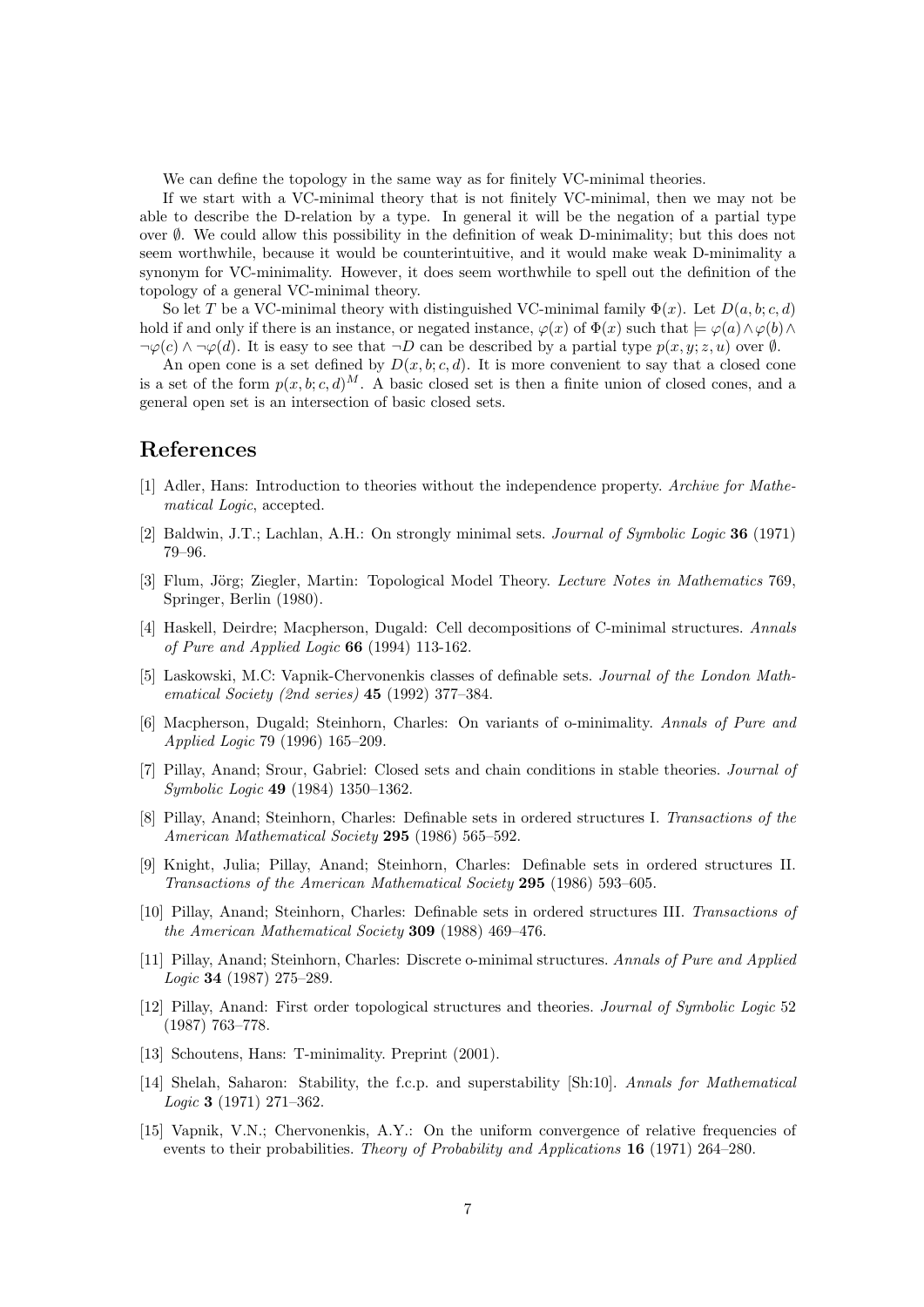We can define the topology in the same way as for finitely VC-minimal theories.

If we start with a VC-minimal theory that is not finitely VC-minimal, then we may not be able to describe the D-relation by a type. In general it will be the negation of a partial type over $\emptyset$. We could allow this possibility in the definition of weak D-minimality; but this does not seem worthwhile, because it would be counterintuitive, and it would make weak D-minimality a synonym for VC-minimality. However, it does seem worthwhile to spell out the definition of the topology of a general VC-minimal theory.

So let $T$ be a VC-minimal theory with distinguished VC-minimal family $\Phi(x)$. Let $D(a, b; c, d)$ hold if and only if there is an instance, or negated instance, $\varphi(x)$ of $\Phi(x)$ such that $\models \varphi(a) \wedge \varphi(b) \wedge \neg\varphi(c) \wedge \neg\varphi(d)$. It is easy to see that $\neg D$ can be described by a partial type $p(x, y; z, u)$ over $\emptyset$.

An open cone is a set defined by $D(x, b; c, d)$. It is more convenient to say that a closed cone is a set of the form $p(x, b; c, d)^M$. A basic closed set is then a finite union of closed cones, and a general open set is an intersection of basic closed sets.

## References

[1] Adler, Hans: Introduction to theories without the independence property. *Archive for Mathematical Logic*, accepted.

[2] Baldwin, J.T.; Lachlan, A.H.: On strongly minimal sets. *Journal of Symbolic Logic* **36** (1971) 79–96.

[3] Flum, Jörg; Ziegler, Martin: Topological Model Theory. *Lecture Notes in Mathematics* 769, Springer, Berlin (1980).

[4] Haskell, Deirdre; Macpherson, Dugald: Cell decompositions of C-minimal structures. *Annals of Pure and Applied Logic* **66** (1994) 113-162.

[5] Laskowski, M.C: Vapnik-Chervonenkis classes of definable sets. *Journal of the London Mathematical Society (2nd series)* **45** (1992) 377–384.

[6] Macpherson, Dugald; Steinhorn, Charles: On variants of o-minimality. *Annals of Pure and Applied Logic* 79 (1996) 165–209.

[7] Pillay, Anand; Srour, Gabriel: Closed sets and chain conditions in stable theories. *Journal of Symbolic Logic* **49** (1984) 1350–1362.

[8] Pillay, Anand; Steinhorn, Charles: Definable sets in ordered structures I. *Transactions of the American Mathematical Society* **295** (1986) 565–592.

[9] Knight, Julia; Pillay, Anand; Steinhorn, Charles: Definable sets in ordered structures II. *Transactions of the American Mathematical Society* **295** (1986) 593–605.

[10] Pillay, Anand; Steinhorn, Charles: Definable sets in ordered structures III. *Transactions of the American Mathematical Society* **309** (1988) 469–476.

[11] Pillay, Anand; Steinhorn, Charles: Discrete o-minimal structures. *Annals of Pure and Applied Logic* **34** (1987) 275–289.

[12] Pillay, Anand: First order topological structures and theories. *Journal of Symbolic Logic* 52 (1987) 763–778.

[13] Schoutens, Hans: T-minimality. Preprint (2001).

[14] Shelah, Saharon: Stability, the f.c.p. and superstability [Sh:10]. *Annals for Mathematical Logic* **3** (1971) 271–362.

[15] Vapnik, V.N.; Chervonenkis, A.Y.: On the uniform convergence of relative frequencies of events to their probabilities. *Theory of Probability and Applications* **16** (1971) 264–280.